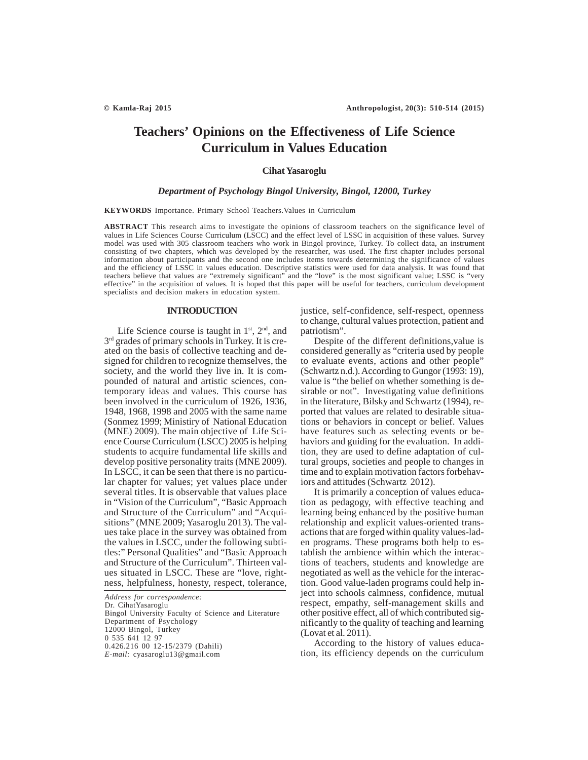# Teachers' Opinions on the Effectiveness of Life Science Curriculum in Values Education

**Cihat Yasaroglu**

***Department of Psychology Bingol University, Bingol, 12000, Turkey***

**KEYWORDS** Importance. Primary School Teachers.Values in Curriculum

**ABSTRACT** This research aims to investigate the opinions of classroom teachers on the significance level of values in Life Sciences Course Curriculum (LSCC) and the effect level of LSSC in acquisition of these values. Survey model was used with 305 classroom teachers who work in Bingol province, Turkey. To collect data, an instrument consisting of two chapters, which was developed by the researcher, was used. The first chapter includes personal information about participants and the second one includes items towards determining the significance of values and the efficiency of LSSC in values education. Descriptive statistics were used for data analysis. It was found that teachers believe that values are "extremely significant" and the "love" is the most significant value; LSSC is "very effective" in the acquisition of values. It is hoped that this paper will be useful for teachers, curriculum development specialists and decision makers in education system.

## INTRODUCTION

Life Science course is taught in 1st, 2nd, and 3rd grades of primary schools in Turkey. It is created on the basis of collective teaching and designed for children to recognize themselves, the society, and the world they live in. It is compounded of natural and artistic sciences, contemporary ideas and values. This course has been involved in the curriculum of 1926, 1936, 1948, 1968, 1998 and 2005 with the same name (Sonmez 1999; Ministiry of National Education (MNE) 2009). The main objective of Life Science Course Curriculum (LSCC) 2005 is helping students to acquire fundamental life skills and develop positive personality traits (MNE 2009). In LSCC, it can be seen that there is no particular chapter for values; yet values place under several titles. It is observable that values place in "Vision of the Curriculum", "Basic Approach and Structure of the Curriculum" and "Acquisitions" (MNE 2009; Yasaroglu 2013). The values take place in the survey was obtained from the values in LSCC, under the following subtitles:" Personal Qualities" and "Basic Approach and Structure of the Curriculum". Thirteen values situated in LSCC. These are "love, rightness, helpfulness, honesty, respect, tolerance, justice, self-confidence, self-respect, openness to change, cultural values protection, patient and patriotism".

Despite of the different definitions,value is considered generally as "criteria used by people to evaluate events, actions and other people" (Schwartz n.d.). According to Gungor (1993: 19), value is "the belief on whether something is desirable or not". Investigating value definitions in the literature, Bilsky and Schwartz (1994), reported that values are related to desirable situations or behaviors in concept or belief. Values have features such as selecting events or behaviors and guiding for the evaluation. In addition, they are used to define adaptation of cultural groups, societies and people to changes in time and to explain motivation factors forbehaviors and attitudes (Schwartz 2012).

It is primarily a conception of values education as pedagogy, with effective teaching and learning being enhanced by the positive human relationship and explicit values-oriented transactions that are forged within quality values-laden programs. These programs both help to establish the ambience within which the interactions of teachers, students and knowledge are negotiated as well as the vehicle for the interaction. Good value-laden programs could help inject into schools calmness, confidence, mutual respect, empathy, self-management skills and other positive effect, all of which contributed significantly to the quality of teaching and learning (Lovat et al. 2011).

According to the history of values education, its efficiency depends on the curriculum

*Address for correspondence:*
Dr. CihatYasaroglu
Bingol University Faculty of Science and Literature
Department of Psychology
12000 Bingol, Turkey
0 535 641 12 97
0.426.216 00 12-15/2379 (Dahili)
*E-mail:* cyasaroglu13@gmail.com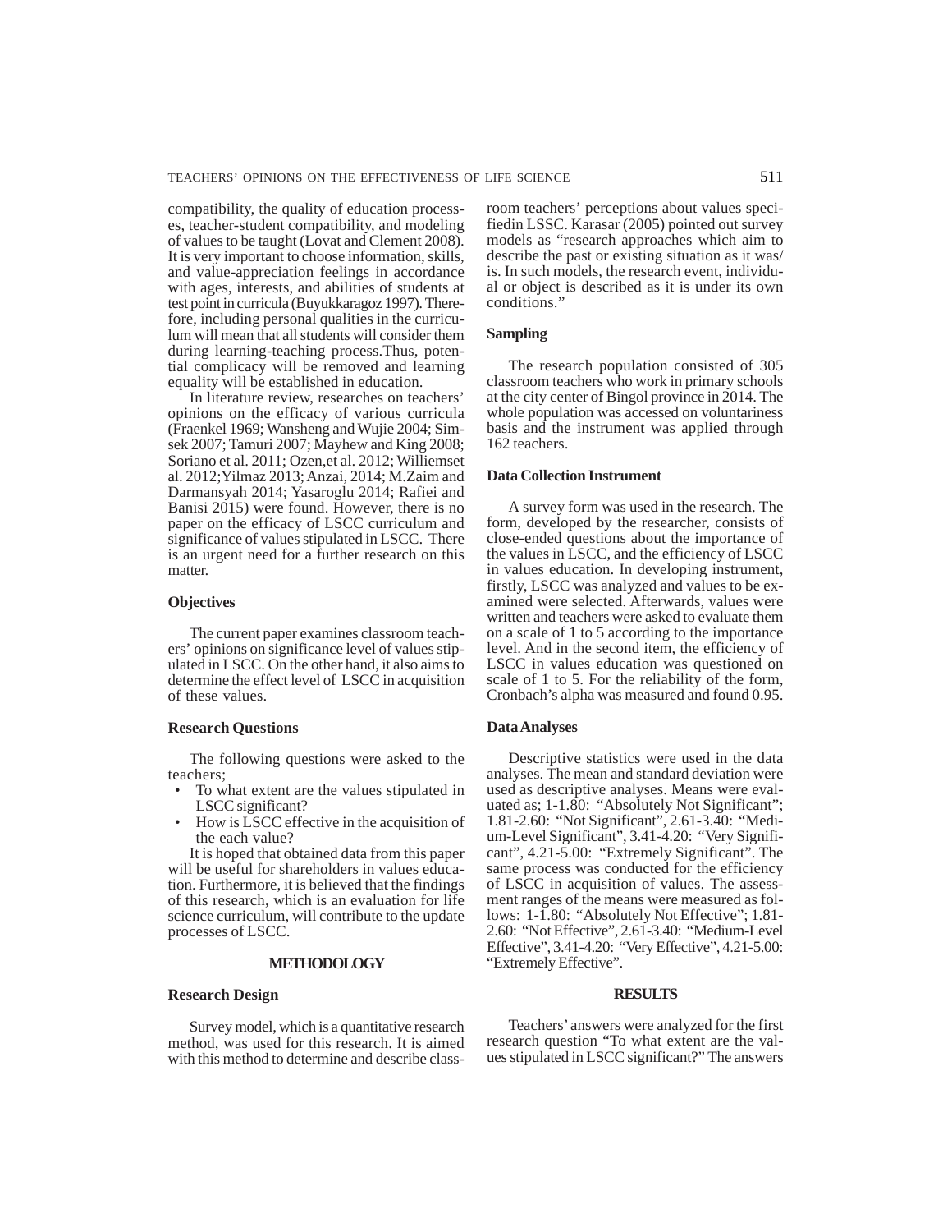compatibility, the quality of education processes, teacher-student compatibility, and modeling of values to be taught (Lovat and Clement 2008). It is very important to choose information, skills, and value-appreciation feelings in accordance with ages, interests, and abilities of students at test point in curricula (Buyukkaragoz 1997). Therefore, including personal qualities in the curriculum will mean that all students will consider them during learning-teaching process.Thus, potential complicacy will be removed and learning equality will be established in education.

In literature review, researches on teachers' opinions on the efficacy of various curricula (Fraenkel 1969; Wansheng and Wujie 2004; Simsek 2007; Tamuri 2007; Mayhew and King 2008; Soriano et al. 2011; Ozen,et al. 2012; Williemset al. 2012;Yilmaz 2013; Anzai, 2014; M.Zaim and Darmansyah 2014; Yasaroglu 2014; Rafiei and Banisi 2015) were found. However, there is no paper on the efficacy of LSCC curriculum and significance of values stipulated in LSCC. There is an urgent need for a further research on this matter.

### Objectives

The current paper examines classroom teachers' opinions on significance level of values stipulated in LSCC. On the other hand, it also aims to determine the effect level of LSCC in acquisition of these values.

### Research Questions

The following questions were asked to the teachers;

- To what extent are the values stipulated in LSCC significant?
- How is LSCC effective in the acquisition of the each value?

It is hoped that obtained data from this paper will be useful for shareholders in values education. Furthermore, it is believed that the findings of this research, which is an evaluation for life science curriculum, will contribute to the update processes of LSCC.

## METHODOLOGY

### Research Design

Survey model, which is a quantitative research method, was used for this research. It is aimed with this method to determine and describe classroom teachers' perceptions about values specifiedin LSSC. Karasar (2005) pointed out survey models as "research approaches which aim to describe the past or existing situation as it was/ is. In such models, the research event, individual or object is described as it is under its own conditions."

### Sampling

The research population consisted of 305 classroom teachers who work in primary schools at the city center of Bingol province in 2014. The whole population was accessed on voluntariness basis and the instrument was applied through 162 teachers.

### Data Collection Instrument

A survey form was used in the research. The form, developed by the researcher, consists of close-ended questions about the importance of the values in LSCC, and the efficiency of LSCC in values education. In developing instrument, firstly, LSCC was analyzed and values to be examined were selected. Afterwards, values were written and teachers were asked to evaluate them on a scale of 1 to 5 according to the importance level. And in the second item, the efficiency of LSCC in values education was questioned on scale of 1 to 5. For the reliability of the form, Cronbach's alpha was measured and found 0.95.

### Data Analyses

Descriptive statistics were used in the data analyses. The mean and standard deviation were used as descriptive analyses. Means were evaluated as; 1-1.80: "Absolutely Not Significant"; 1.81-2.60: "Not Significant", 2.61-3.40: "Medium-Level Significant", 3.41-4.20: "Very Significant", 4.21-5.00: "Extremely Significant". The same process was conducted for the efficiency of LSCC in acquisition of values. The assessment ranges of the means were measured as follows: 1-1.80: "Absolutely Not Effective"; 1.81-2.60: "Not Effective", 2.61-3.40: "Medium-Level Effective", 3.41-4.20: "Very Effective", 4.21-5.00: "Extremely Effective".

## RESULTS

Teachers' answers were analyzed for the first research question "To what extent are the values stipulated in LSCC significant?" The answers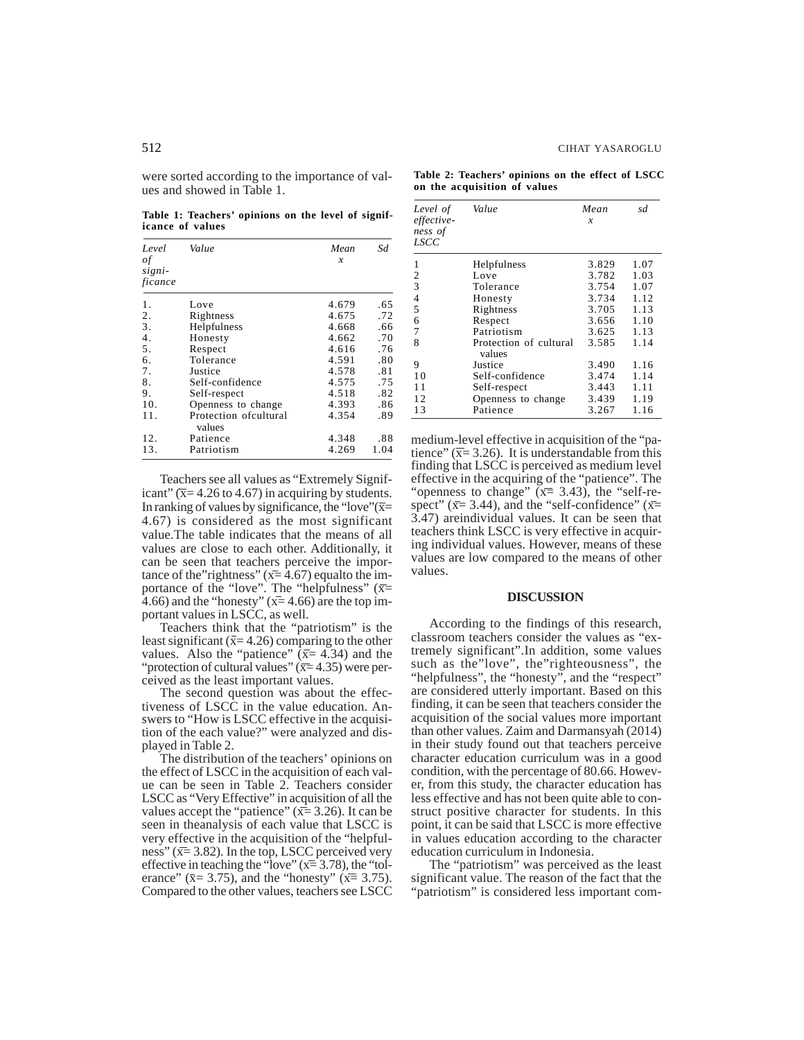were sorted according to the importance of values and showed in Table 1.

**Table 1: Teachers' opinions on the level of significance of values**

| *Level of significance* | *Value* | *Mean x* | *Sd* |
|---|---|---|---|
| 1. | Love | 4.679 | .65 |
| 2. | Rightness | 4.675 | .72 |
| 3. | Helpfulness | 4.668 | .66 |
| 4. | Honesty | 4.662 | .70 |
| 5. | Respect | 4.616 | .76 |
| 6. | Tolerance | 4.591 | .80 |
| 7. | Justice | 4.578 | .81 |
| 8. | Self-confidence | 4.575 | .75 |
| 9. | Self-respect | 4.518 | .82 |
| 10. | Openness to change | 4.393 | .86 |
| 11. | Protection ofcultural values | 4.354 | .89 |
| 12. | Patience | 4.348 | .88 |
| 13. | Patriotism | 4.269 | 1.04 |

Teachers see all values as "Extremely Significant" ($\bar{x}$= 4.26 to 4.67) in acquiring by students. In ranking of values by significance, the "love"($\bar{x}$= 4.67) is considered as the most significant value.The table indicates that the means of all values are close to each other. Additionally, it can be seen that teachers perceive the importance of the"rightness" ($\bar{x}$= 4.67) equalto the importance of the "love". The "helpfulness" ($\bar{x}$= 4.66) and the "honesty" ($\bar{x}$= 4.66) are the top important values in LSCC, as well.

Teachers think that the "patriotism" is the least significant ($\bar{x}$= 4.26) comparing to the other values. Also the "patience" ($\bar{x}$= 4.34) and the "protection of cultural values" ($\bar{x}$= 4.35) were perceived as the least important values.

The second question was about the effectiveness of LSCC in the value education. Answers to "How is LSCC effective in the acquisition of the each value?" were analyzed and displayed in Table 2.

The distribution of the teachers' opinions on the effect of LSCC in the acquisition of each value can be seen in Table 2. Teachers consider LSCC as "Very Effective" in acquisition of all the values accept the "patience" ($\bar{x}$= 3.26). It can be seen in theanalysis of each value that LSCC is very effective in the acquisition of the "helpfulness" ($\bar{x}$= 3.82). In the top, LSCC perceived very effective in teaching the "love" ($\bar{x}$= 3.78), the "tolerance" ($\bar{x}$= 3.75), and the "honesty" ($\bar{x}$= 3.75). Compared to the other values, teachers see LSCC medium-level effective in acquisition of the "patience" ($\bar{x}$= 3.26). It is understandable from this finding that LSCC is perceived as medium level effective in the acquiring of the "patience". The "openness to change" ($\bar{x}$= 3.43), the "self-respect" ($\bar{x}$= 3.44), and the "self-confidence" ($\bar{x}$= 3.47) areindividual values. It can be seen that teachers think LSCC is very effective in acquiring individual values. However, means of these values are low compared to the means of other values.

**Table 2: Teachers' opinions on the effect of LSCC on the acquisition of values**

| *Level of effectiveness of LSCC* | *Value* | *Mean x* | *sd* |
|---|---|---|---|
| 1 | Helpfulness | 3.829 | 1.07 |
| 2 | Love | 3.782 | 1.03 |
| 3 | Tolerance | 3.754 | 1.07 |
| 4 | Honesty | 3.734 | 1.12 |
| 5 | Rightness | 3.705 | 1.13 |
| 6 | Respect | 3.656 | 1.10 |
| 7 | Patriotism | 3.625 | 1.13 |
| 8 | Protection of cultural values | 3.585 | 1.14 |
| 9 | Justice | 3.490 | 1.16 |
| 10 | Self-confidence | 3.474 | 1.14 |
| 11 | Self-respect | 3.443 | 1.11 |
| 12 | Openness to change | 3.439 | 1.19 |
| 13 | Patience | 3.267 | 1.16 |

## DISCUSSION

According to the findings of this research, classroom teachers consider the values as "extremely significant".In addition, some values such as the"love", the"righteousness", the "helpfulness", the "honesty", and the "respect" are considered utterly important. Based on this finding, it can be seen that teachers consider the acquisition of the social values more important than other values. Zaim and Darmansyah (2014) in their study found out that teachers perceive character education curriculum was in a good condition, with the percentage of 80.66. However, from this study, the character education has less effective and has not been quite able to construct positive character for students. In this point, it can be said that LSCC is more effective in values education according to the character education curriculum in Indonesia.

The "patriotism" was perceived as the least significant value. The reason of the fact that the "patriotism" is considered less important com-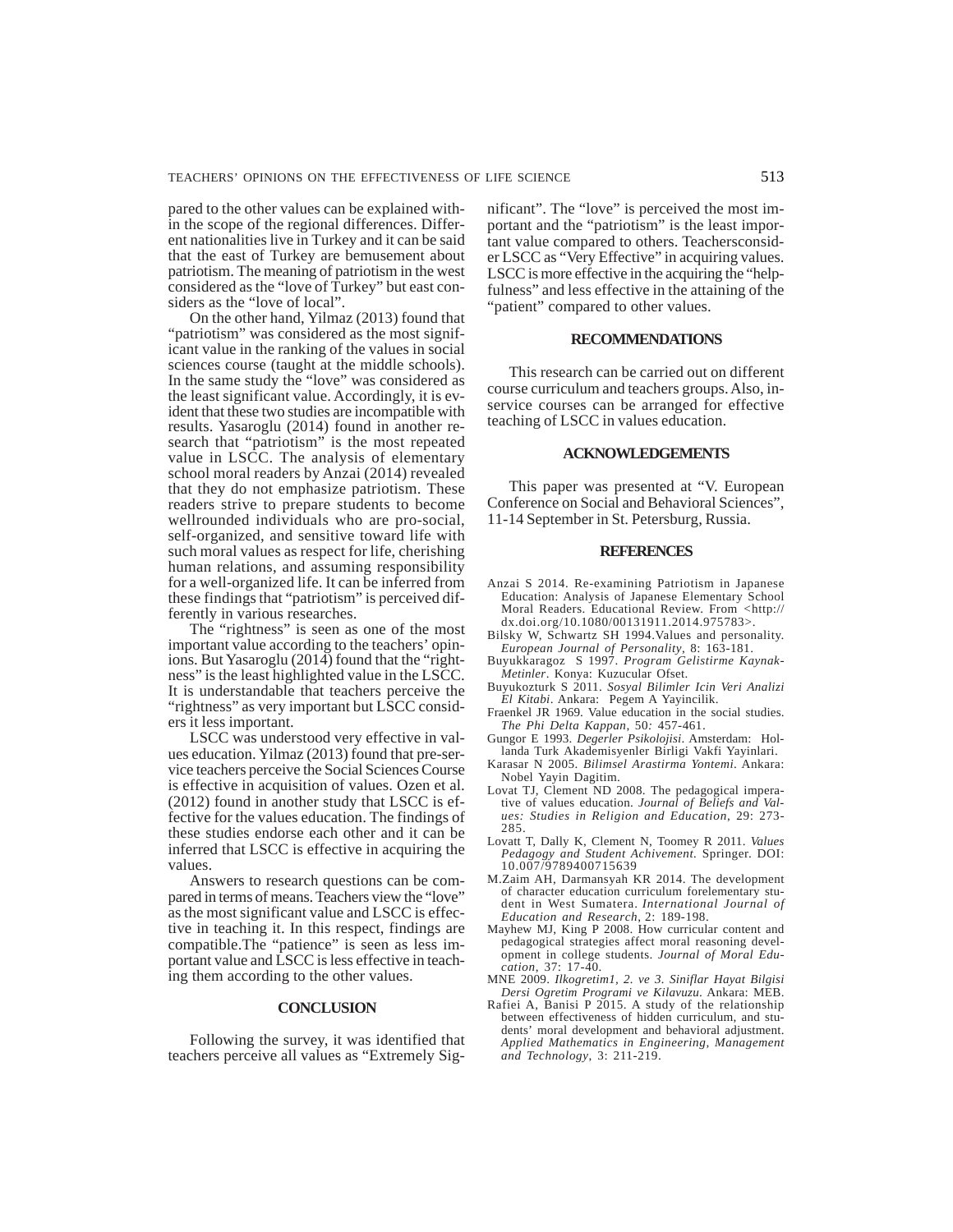pared to the other values can be explained within the scope of the regional differences. Different nationalities live in Turkey and it can be said that the east of Turkey are bemusement about patriotism. The meaning of patriotism in the west considered as the "love of Turkey" but east considers as the "love of local".

On the other hand, Yilmaz (2013) found that "patriotism" was considered as the most significant value in the ranking of the values in social sciences course (taught at the middle schools). In the same study the "love" was considered as the least significant value. Accordingly, it is evident that these two studies are incompatible with results. Yasaroglu (2014) found in another research that "patriotism" is the most repeated value in LSCC. The analysis of elementary school moral readers by Anzai (2014) revealed that they do not emphasize patriotism. These readers strive to prepare students to become wellrounded individuals who are pro-social, self-organized, and sensitive toward life with such moral values as respect for life, cherishing human relations, and assuming responsibility for a well-organized life. It can be inferred from these findings that "patriotism" is perceived differently in various researches.

The "rightness" is seen as one of the most important value according to the teachers' opinions. But Yasaroglu (2014) found that the "rightness" is the least highlighted value in the LSCC. It is understandable that teachers perceive the "rightness" as very important but LSCC considers it less important.

LSCC was understood very effective in values education. Yilmaz (2013) found that pre-service teachers perceive the Social Sciences Course is effective in acquisition of values. Ozen et al. (2012) found in another study that LSCC is effective for the values education. The findings of these studies endorse each other and it can be inferred that LSCC is effective in acquiring the values.

Answers to research questions can be compared in terms of means. Teachers view the "love" as the most significant value and LSCC is effective in teaching it. In this respect, findings are compatible.The "patience" is seen as less important value and LSCC is less effective in teaching them according to the other values.

## CONCLUSION

Following the survey, it was identified that teachers perceive all values as "Extremely Significant". The "love" is perceived the most important and the "patriotism" is the least important value compared to others. Teachersconsider LSCC as "Very Effective" in acquiring values. LSCC is more effective in the acquiring the "helpfulness" and less effective in the attaining of the "patient" compared to other values.

## RECOMMENDATIONS

This research can be carried out on different course curriculum and teachers groups. Also, in-service courses can be arranged for effective teaching of LSCC in values education.

## ACKNOWLEDGEMENTS

This paper was presented at "V. European Conference on Social and Behavioral Sciences", 11-14 September in St. Petersburg, Russia.

## REFERENCES

Anzai S 2014. Re-examining Patriotism in Japanese Education: Analysis of Japanese Elementary School Moral Readers. Educational Review. From <http://dx.doi.org/10.1080/00131911.2014.975783>.

Bilsky W, Schwartz SH 1994.Values and personality. *European Journal of Personality*, 8: 163-181.

Buyukkaragoz S 1997. *Program Gelistirme Kaynak-Metinler*. Konya: Kuzucular Ofset.

Buyukozturk S 2011. *Sosyal Bilimler Icin Veri Analizi El Kitabi*. Ankara: Pegem A Yayincilik.

Fraenkel JR 1969. Value education in the social studies. *The Phi Delta Kappan*, 50: 457-461.

Gungor E 1993. *Degerler Psikolojisi*. Amsterdam: Hollanda Turk Akademisyenler Birligi Vakfi Yayinlari.

Karasar N 2005. *Bilimsel Arastirma Yontemi*. Ankara: Nobel Yayin Dagitim.

Lovat TJ, Clement ND 2008. The pedagogical imperative of values education. *Journal of Beliefs and Values: Studies in Religion and Education*, 29: 273-285.

Lovatt T, Dally K, Clement N, Toomey R 2011. *Values Pedagogy and Student Achivement.* Springer. DOI: 10.007/9789400715639

M.Zaim AH, Darmansyah KR 2014. The development of character education curriculum forelementary student in West Sumatera. *International Journal of Education and Research*, 2: 189-198.

Mayhew MJ, King P 2008. How curricular content and pedagogical strategies affect moral reasoning development in college students. *Journal of Moral Education*, 37: 17-40.

MNE 2009. *Ilkogretim1, 2. ve 3. Siniflar Hayat Bilgisi Dersi Ogretim Programi ve Kilavuzu*. Ankara: MEB.

Rafiei A, Banisi P 2015. A study of the relationship between effectiveness of hidden curriculum, and students' moral development and behavioral adjustment. *Applied Mathematics in Engineering, Management and Technology*, 3: 211-219.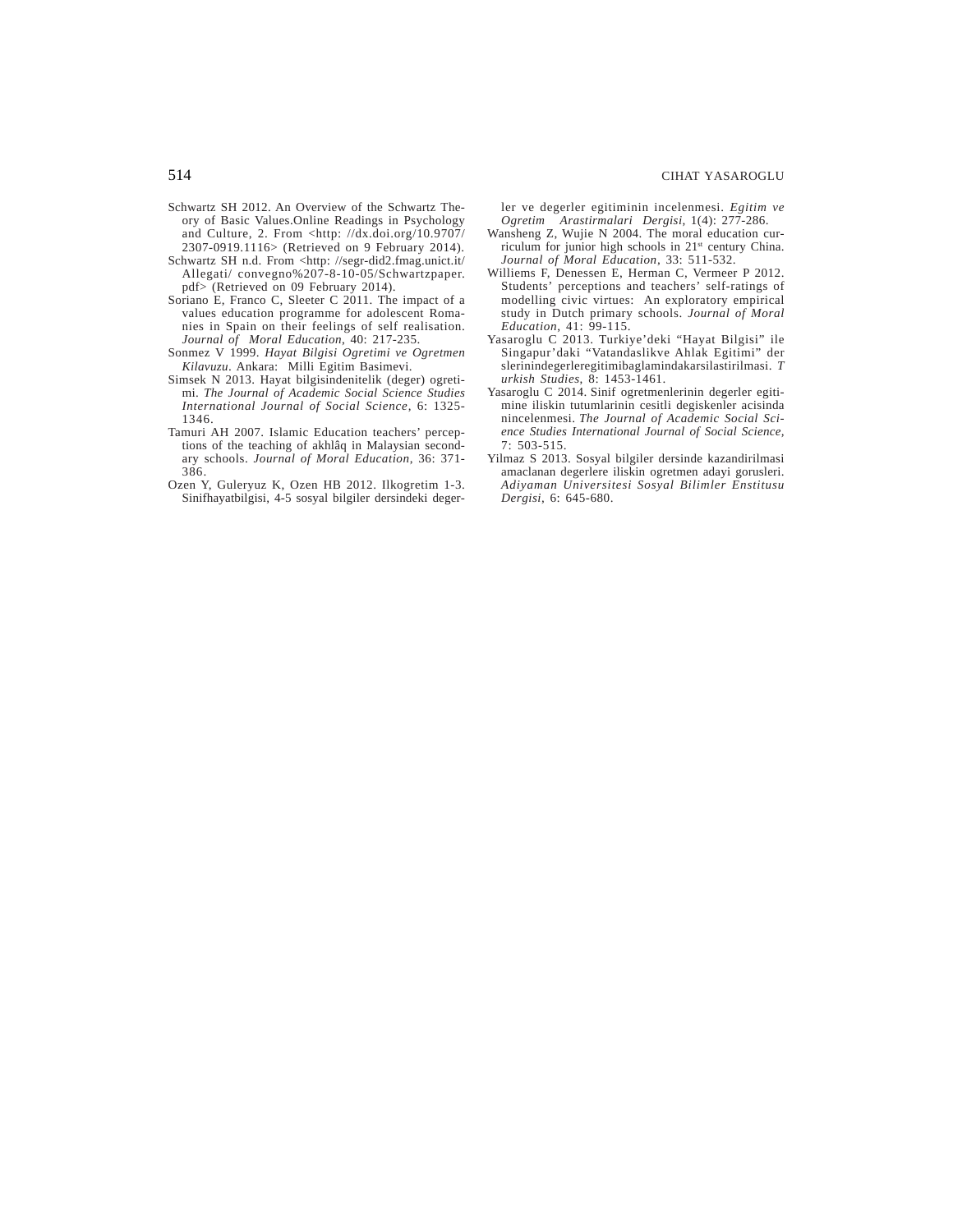Schwartz SH 2012. An Overview of the Schwartz Theory of Basic Values.Online Readings in Psychology and Culture, 2. From <http: //dx.doi.org/10.9707/2307-0919.1116> (Retrieved on 9 February 2014).

Schwartz SH n.d. From <http: //segr-did2.fmag.unict.it/ Allegati/ convegno%207-8-10-05/Schwartzpaper. pdf> (Retrieved on 09 February 2014).

Soriano E, Franco C, Sleeter C 2011. The impact of a values education programme for adolescent Romanies in Spain on their feelings of self realisation. *Journal of Moral Education*, 40: 217-235.

Sonmez V 1999. *Hayat Bilgisi Ogretimi ve Ogretmen Kilavuzu*. Ankara: Milli Egitim Basimevi.

Simsek N 2013. Hayat bilgisindenitelik (deger) ogretimi. *The Journal of Academic Social Science Studies International Journal of Social Science*, 6: 1325-1346.

Tamuri AH 2007. Islamic Education teachers' perceptions of the teaching of akhlâq in Malaysian secondary schools. *Journal of Moral Education*, 36: 371-386.

Ozen Y, Guleryuz K, Ozen HB 2012. Ilkogretim 1-3. Sinifhayatbilgisi, 4-5 sosyal bilgiler dersindeki degerler ve degerler egitiminin incelenmesi. *Egitim ve Ogretim Arastirmalari Dergisi*, 1(4): 277-286.

Wansheng Z, Wujie N 2004. The moral education curriculum for junior high schools in 21st century China. *Journal of Moral Education*, 33: 511-532.

Williems F, Denessen E, Herman C, Vermeer P 2012. Students' perceptions and teachers' self-ratings of modelling civic virtues: An exploratory empirical study in Dutch primary schools. *Journal of Moral Education*, 41: 99-115.

Yasaroglu C 2013. Turkiye'deki "Hayat Bilgisi" ile Singapur'daki "Vatandaslikve Ahlak Egitimi" derslerinindegerleregitimibaglamindakarsilastirilmasi. *T urkish Studies*, 8: 1453-1461.

Yasaroglu C 2014. Sinif ogretmenlerinin degerler egitimine iliskin tutumlarinin cesitli degiskenler acisinda nincelenmesi. *The Journal of Academic Social Science Studies International Journal of Social Science*, 7: 503-515.

Yilmaz S 2013. Sosyal bilgiler dersinde kazandirilmasi amaclanan degerlere iliskin ogretmen adayi gorusleri. *Adiyaman Universitesi Sosyal Bilimler Enstitusu Dergisi*, 6: 645-680.